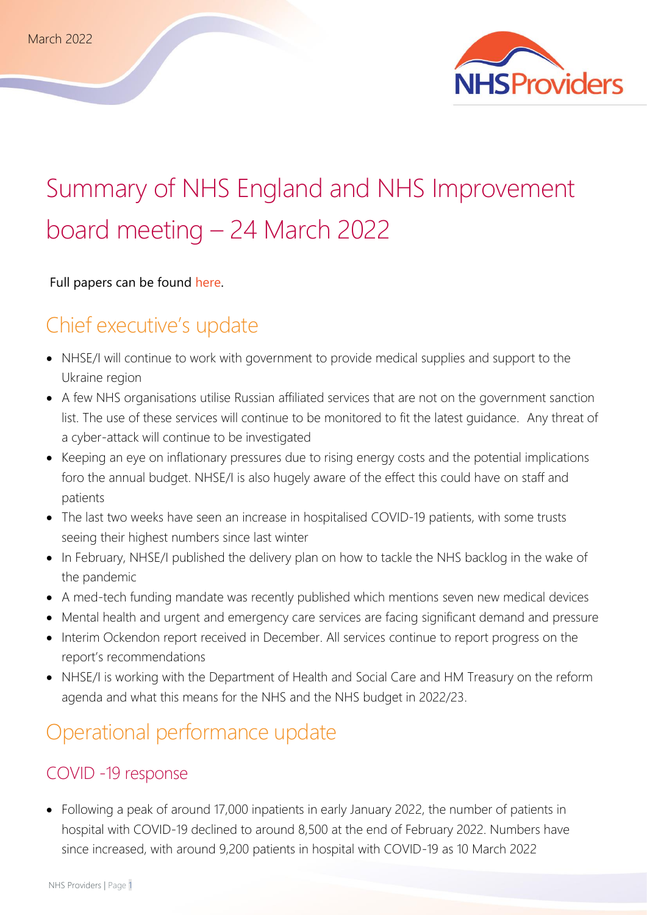March 2022

# Summary of NHS England and NHS Improvement board meeting – 24 March 2022

Full papers can be found here.

## Chief executive's update

- NHSE/I will continue to work with government to provide medical supplies and support to the Ukraine region
- A few NHS organisations utilise Russian affiliated services that are not on the government sanction list. The use of these services will continue to be monitored to fit the latest guidance. Any threat of a cyber-attack will continue to be investigated
- Keeping an eye on inflationary pressures due to rising energy costs and the potential implications foro the annual budget. NHSE/I is also hugely aware of the effect this could have on staff and patients
- The last two weeks have seen an increase in hospitalised COVID-19 patients, with some trusts seeing their highest numbers since last winter
- In February, NHSE/I published the delivery plan on how to tackle the NHS backlog in the wake of the pandemic
- A med-tech funding mandate was recently published which mentions seven new medical devices
- Mental health and urgent and emergency care services are facing significant demand and pressure
- Interim Ockendon report received in December. All services continue to report progress on the report's recommendations
- NHSE/I is working with the Department of Health and Social Care and HM Treasury on the reform agenda and what this means for the NHS and the NHS budget in 2022/23.

## Operational performance update

### COVID -19 response

- Following a peak of around 17,000 inpatients in early January 2022, the number of patients in hospital with COVID-19 declined to around 8,500 at the end of February 2022. Numbers have since increased, with around 9,200 patients in hospital with COVID-19 as 10 March 2022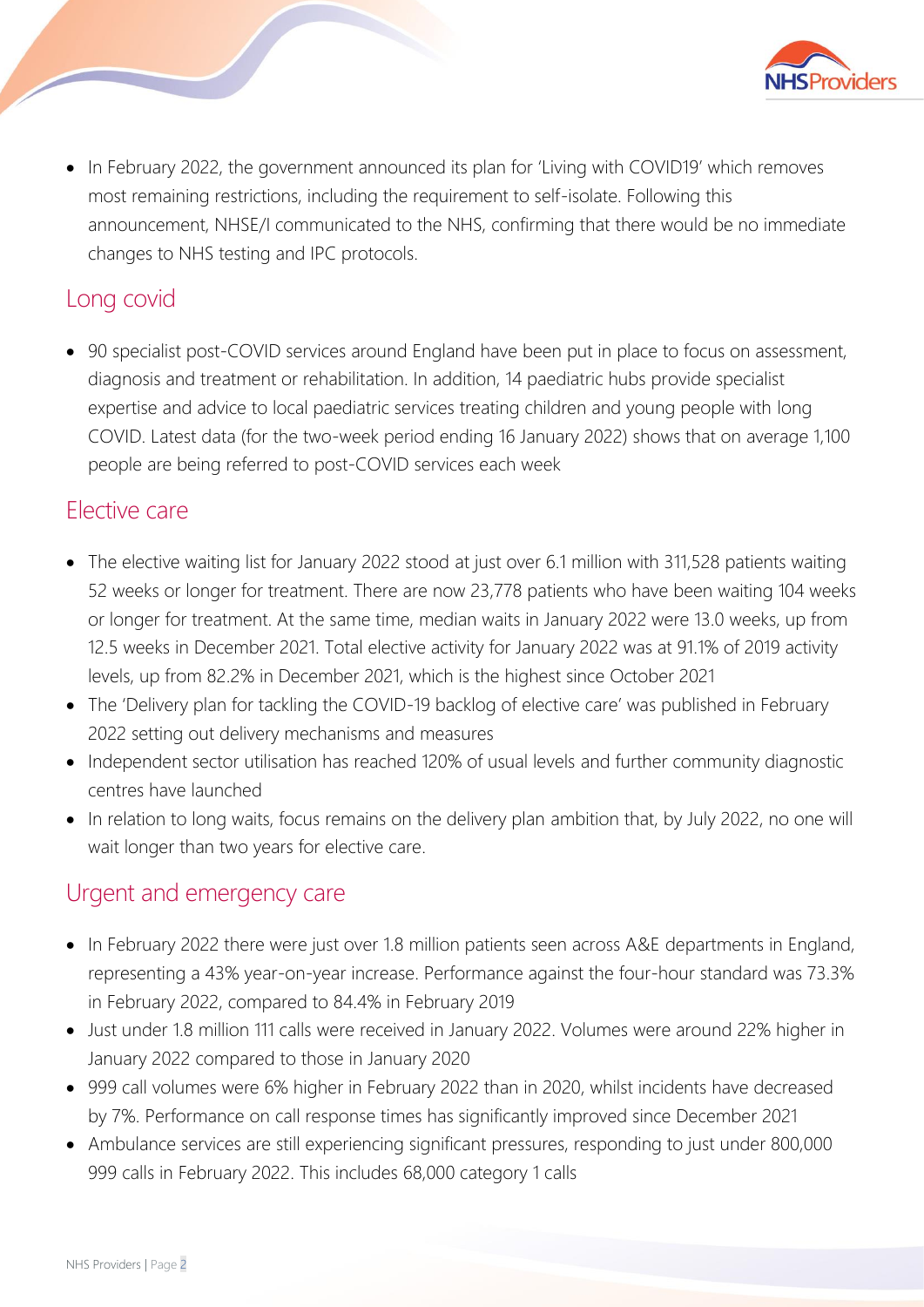- In February 2022, the government announced its plan for 'Living with COVID19' which removes most remaining restrictions, including the requirement to self-isolate. Following this announcement, NHSE/I communicated to the NHS, confirming that there would be no immediate changes to NHS testing and IPC protocols.

## Long covid

- 90 specialist post-COVID services around England have been put in place to focus on assessment, diagnosis and treatment or rehabilitation. In addition, 14 paediatric hubs provide specialist expertise and advice to local paediatric services treating children and young people with long COVID. Latest data (for the two-week period ending 16 January 2022) shows that on average 1,100 people are being referred to post-COVID services each week

## Elective care

- The elective waiting list for January 2022 stood at just over 6.1 million with 311,528 patients waiting 52 weeks or longer for treatment. There are now 23,778 patients who have been waiting 104 weeks or longer for treatment. At the same time, median waits in January 2022 were 13.0 weeks, up from 12.5 weeks in December 2021. Total elective activity for January 2022 was at 91.1% of 2019 activity levels, up from 82.2% in December 2021, which is the highest since October 2021
- The 'Delivery plan for tackling the COVID-19 backlog of elective care' was published in February 2022 setting out delivery mechanisms and measures
- Independent sector utilisation has reached 120% of usual levels and further community diagnostic centres have launched
- In relation to long waits, focus remains on the delivery plan ambition that, by July 2022, no one will wait longer than two years for elective care.

## Urgent and emergency care

- In February 2022 there were just over 1.8 million patients seen across A&E departments in England, representing a 43% year-on-year increase. Performance against the four-hour standard was 73.3% in February 2022, compared to 84.4% in February 2019
- Just under 1.8 million 111 calls were received in January 2022. Volumes were around 22% higher in January 2022 compared to those in January 2020
- 999 call volumes were 6% higher in February 2022 than in 2020, whilst incidents have decreased by 7%. Performance on call response times has significantly improved since December 2021
- Ambulance services are still experiencing significant pressures, responding to just under 800,000 999 calls in February 2022. This includes 68,000 category 1 calls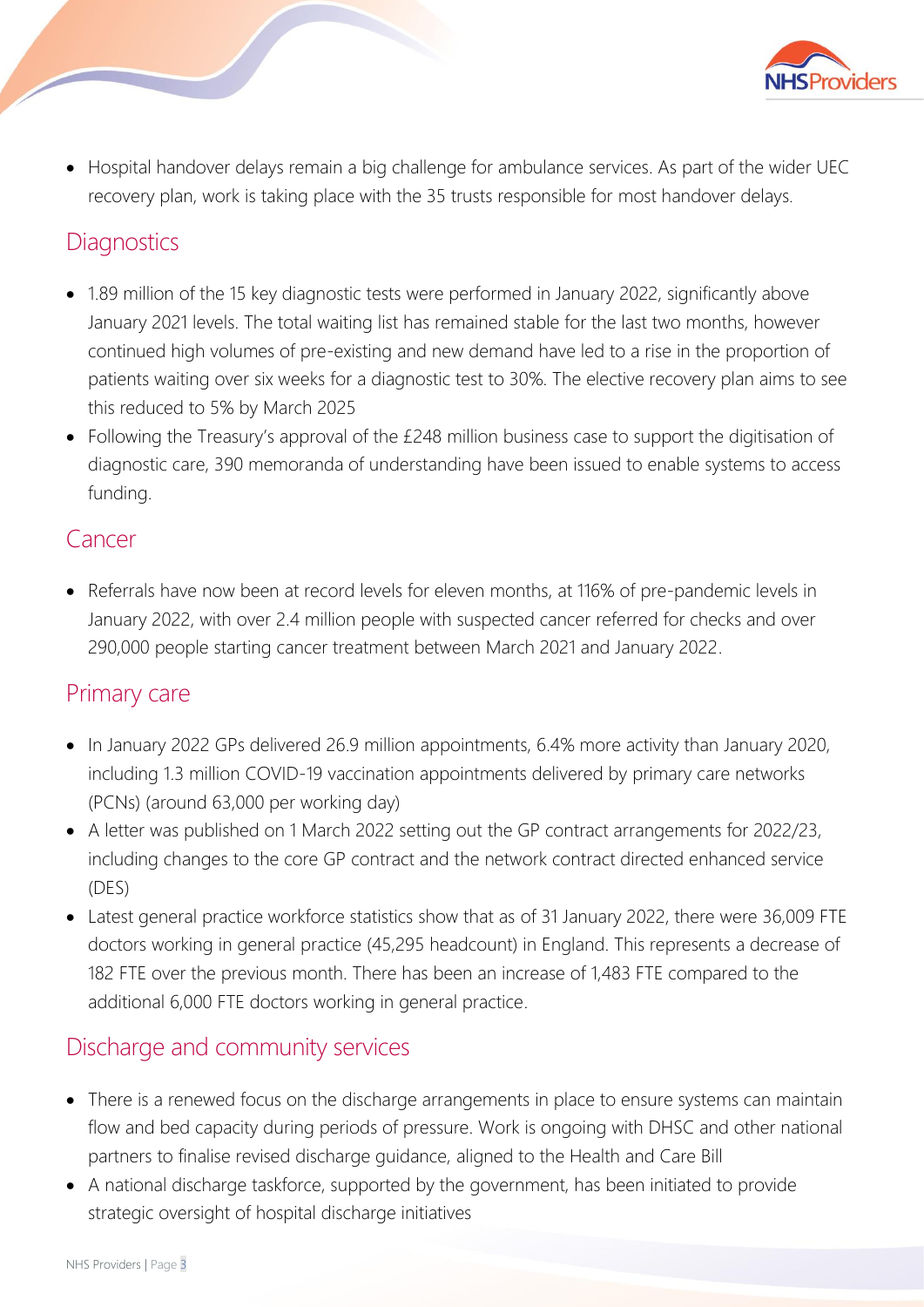- Hospital handover delays remain a big challenge for ambulance services. As part of the wider UEC recovery plan, work is taking place with the 35 trusts responsible for most handover delays.

## Diagnostics

- 1.89 million of the 15 key diagnostic tests were performed in January 2022, significantly above January 2021 levels. The total waiting list has remained stable for the last two months, however continued high volumes of pre-existing and new demand have led to a rise in the proportion of patients waiting over six weeks for a diagnostic test to 30%. The elective recovery plan aims to see this reduced to 5% by March 2025
- Following the Treasury's approval of the £248 million business case to support the digitisation of diagnostic care, 390 memoranda of understanding have been issued to enable systems to access funding.

## Cancer

- Referrals have now been at record levels for eleven months, at 116% of pre-pandemic levels in January 2022, with over 2.4 million people with suspected cancer referred for checks and over 290,000 people starting cancer treatment between March 2021 and January 2022.

## Primary care

- In January 2022 GPs delivered 26.9 million appointments, 6.4% more activity than January 2020, including 1.3 million COVID-19 vaccination appointments delivered by primary care networks (PCNs) (around 63,000 per working day)
- A letter was published on 1 March 2022 setting out the GP contract arrangements for 2022/23, including changes to the core GP contract and the network contract directed enhanced service (DES)
- Latest general practice workforce statistics show that as of 31 January 2022, there were 36,009 FTE doctors working in general practice (45,295 headcount) in England. This represents a decrease of 182 FTE over the previous month. There has been an increase of 1,483 FTE compared to the additional 6,000 FTE doctors working in general practice.

## Discharge and community services

- There is a renewed focus on the discharge arrangements in place to ensure systems can maintain flow and bed capacity during periods of pressure. Work is ongoing with DHSC and other national partners to finalise revised discharge guidance, aligned to the Health and Care Bill
- A national discharge taskforce, supported by the government, has been initiated to provide strategic oversight of hospital discharge initiatives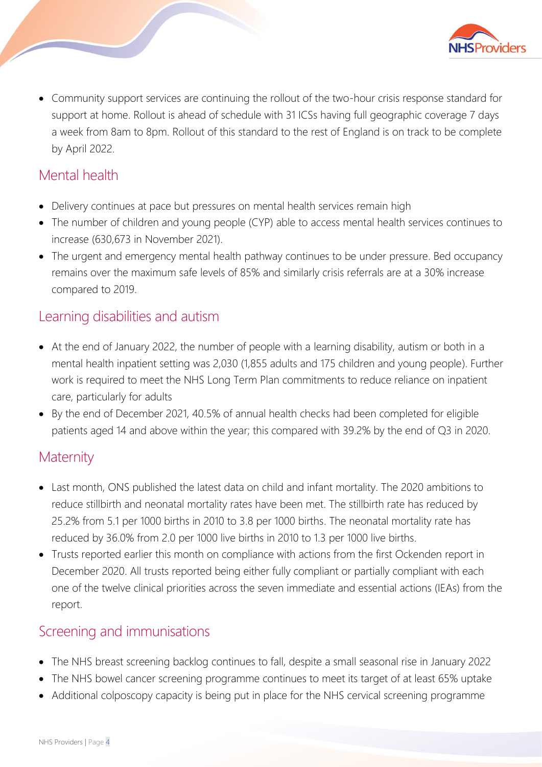- Community support services are continuing the rollout of the two-hour crisis response standard for support at home. Rollout is ahead of schedule with 31 ICSs having full geographic coverage 7 days a week from 8am to 8pm. Rollout of this standard to the rest of England is on track to be complete by April 2022.

## Mental health

- Delivery continues at pace but pressures on mental health services remain high
- The number of children and young people (CYP) able to access mental health services continues to increase (630,673 in November 2021).
- The urgent and emergency mental health pathway continues to be under pressure. Bed occupancy remains over the maximum safe levels of 85% and similarly crisis referrals are at a 30% increase compared to 2019.

## Learning disabilities and autism

- At the end of January 2022, the number of people with a learning disability, autism or both in a mental health inpatient setting was 2,030 (1,855 adults and 175 children and young people). Further work is required to meet the NHS Long Term Plan commitments to reduce reliance on inpatient care, particularly for adults
- By the end of December 2021, 40.5% of annual health checks had been completed for eligible patients aged 14 and above within the year; this compared with 39.2% by the end of Q3 in 2020.

## Maternity

- Last month, ONS published the latest data on child and infant mortality. The 2020 ambitions to reduce stillbirth and neonatal mortality rates have been met. The stillbirth rate has reduced by 25.2% from 5.1 per 1000 births in 2010 to 3.8 per 1000 births. The neonatal mortality rate has reduced by 36.0% from 2.0 per 1000 live births in 2010 to 1.3 per 1000 live births.
- Trusts reported earlier this month on compliance with actions from the first Ockenden report in December 2020. All trusts reported being either fully compliant or partially compliant with each one of the twelve clinical priorities across the seven immediate and essential actions (IEAs) from the report.

## Screening and immunisations

- The NHS breast screening backlog continues to fall, despite a small seasonal rise in January 2022
- The NHS bowel cancer screening programme continues to meet its target of at least 65% uptake
- Additional colposcopy capacity is being put in place for the NHS cervical screening programme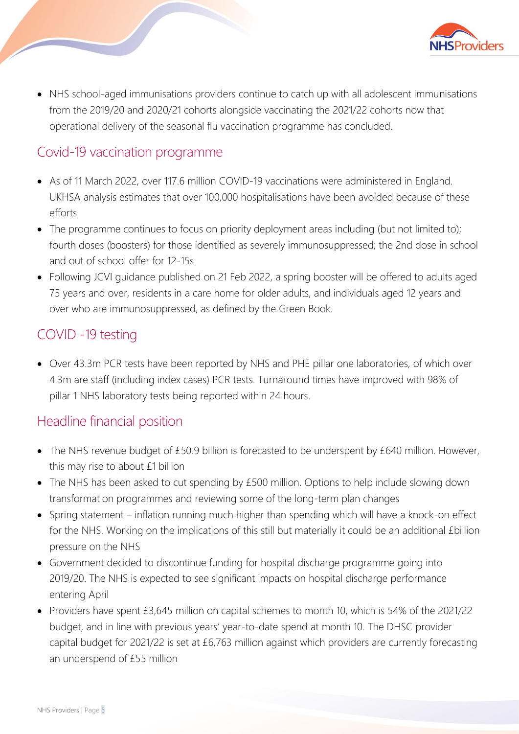- NHS school-aged immunisations providers continue to catch up with all adolescent immunisations from the 2019/20 and 2020/21 cohorts alongside vaccinating the 2021/22 cohorts now that operational delivery of the seasonal flu vaccination programme has concluded.

## Covid-19 vaccination programme

- As of 11 March 2022, over 117.6 million COVID-19 vaccinations were administered in England. UKHSA analysis estimates that over 100,000 hospitalisations have been avoided because of these efforts
- The programme continues to focus on priority deployment areas including (but not limited to); fourth doses (boosters) for those identified as severely immunosuppressed; the 2nd dose in school and out of school offer for 12-15s
- Following JCVI guidance published on 21 Feb 2022, a spring booster will be offered to adults aged 75 years and over, residents in a care home for older adults, and individuals aged 12 years and over who are immunosuppressed, as defined by the Green Book.

## COVID -19 testing

- Over 43.3m PCR tests have been reported by NHS and PHE pillar one laboratories, of which over 4.3m are staff (including index cases) PCR tests. Turnaround times have improved with 98% of pillar 1 NHS laboratory tests being reported within 24 hours.

## Headline financial position

- The NHS revenue budget of £50.9 billion is forecasted to be underspent by £640 million. However, this may rise to about £1 billion
- The NHS has been asked to cut spending by £500 million. Options to help include slowing down transformation programmes and reviewing some of the long-term plan changes
- Spring statement – inflation running much higher than spending which will have a knock-on effect for the NHS. Working on the implications of this still but materially it could be an additional £billion pressure on the NHS
- Government decided to discontinue funding for hospital discharge programme going into 2019/20. The NHS is expected to see significant impacts on hospital discharge performance entering April
- Providers have spent £3,645 million on capital schemes to month 10, which is 54% of the 2021/22 budget, and in line with previous years' year-to-date spend at month 10. The DHSC provider capital budget for 2021/22 is set at £6,763 million against which providers are currently forecasting an underspend of £55 million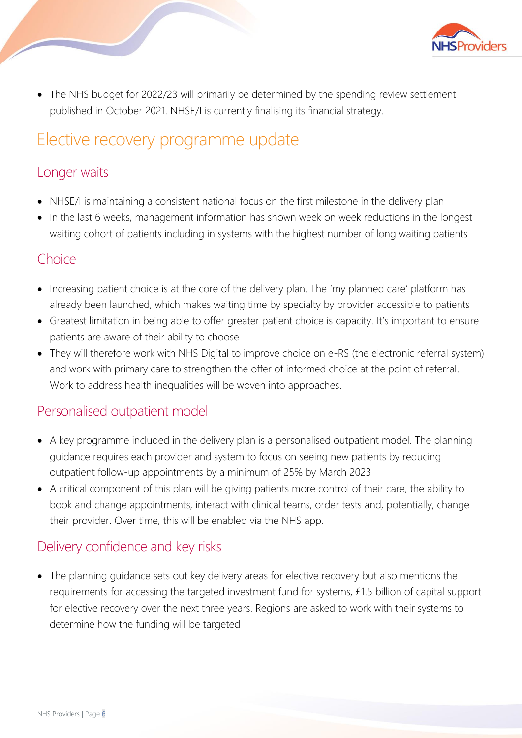- The NHS budget for 2022/23 will primarily be determined by the spending review settlement published in October 2021. NHSE/I is currently finalising its financial strategy.

# Elective recovery programme update

## Longer waits

- NHSE/I is maintaining a consistent national focus on the first milestone in the delivery plan
- In the last 6 weeks, management information has shown week on week reductions in the longest waiting cohort of patients including in systems with the highest number of long waiting patients

## Choice

- Increasing patient choice is at the core of the delivery plan. The 'my planned care' platform has already been launched, which makes waiting time by specialty by provider accessible to patients
- Greatest limitation in being able to offer greater patient choice is capacity. It's important to ensure patients are aware of their ability to choose
- They will therefore work with NHS Digital to improve choice on e-RS (the electronic referral system) and work with primary care to strengthen the offer of informed choice at the point of referral. Work to address health inequalities will be woven into approaches.

## Personalised outpatient model

- A key programme included in the delivery plan is a personalised outpatient model. The planning guidance requires each provider and system to focus on seeing new patients by reducing outpatient follow-up appointments by a minimum of 25% by March 2023
- A critical component of this plan will be giving patients more control of their care, the ability to book and change appointments, interact with clinical teams, order tests and, potentially, change their provider. Over time, this will be enabled via the NHS app.

## Delivery confidence and key risks

- The planning guidance sets out key delivery areas for elective recovery but also mentions the requirements for accessing the targeted investment fund for systems, £1.5 billion of capital support for elective recovery over the next three years. Regions are asked to work with their systems to determine how the funding will be targeted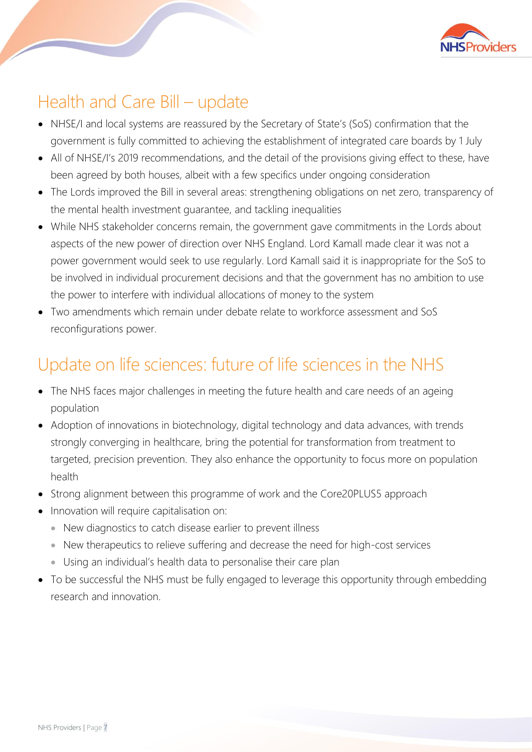## Health and Care Bill – update

- NHSE/I and local systems are reassured by the Secretary of State's (SoS) confirmation that the government is fully committed to achieving the establishment of integrated care boards by 1 July
- All of NHSE/I's 2019 recommendations, and the detail of the provisions giving effect to these, have been agreed by both houses, albeit with a few specifics under ongoing consideration
- The Lords improved the Bill in several areas: strengthening obligations on net zero, transparency of the mental health investment guarantee, and tackling inequalities
- While NHS stakeholder concerns remain, the government gave commitments in the Lords about aspects of the new power of direction over NHS England. Lord Kamall made clear it was not a power government would seek to use regularly. Lord Kamall said it is inappropriate for the SoS to be involved in individual procurement decisions and that the government has no ambition to use the power to interfere with individual allocations of money to the system
- Two amendments which remain under debate relate to workforce assessment and SoS reconfigurations power.

## Update on life sciences: future of life sciences in the NHS

- The NHS faces major challenges in meeting the future health and care needs of an ageing population
- Adoption of innovations in biotechnology, digital technology and data advances, with trends strongly converging in healthcare, bring the potential for transformation from treatment to targeted, precision prevention. They also enhance the opportunity to focus more on population health
- Strong alignment between this programme of work and the Core20PLUS5 approach
- Innovation will require capitalisation on:
  - New diagnostics to catch disease earlier to prevent illness
  - New therapeutics to relieve suffering and decrease the need for high-cost services
  - Using an individual's health data to personalise their care plan
- To be successful the NHS must be fully engaged to leverage this opportunity through embedding research and innovation.